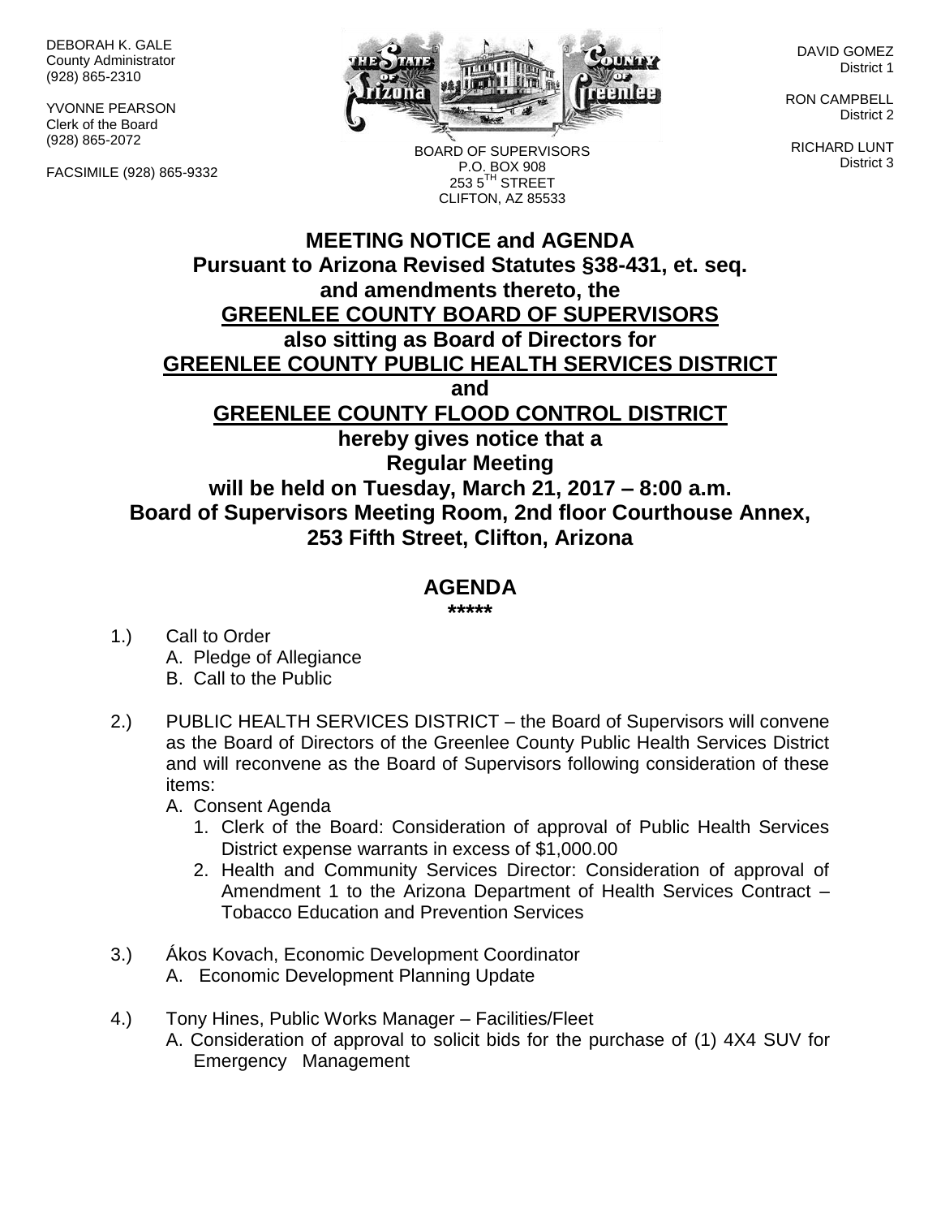DEBORAH K. GALE
County Administrator
(928) 865-2310

YVONNE PEARSON
Clerk of the Board
(928) 865-2072

FACSIMILE (928) 865-9332

BOARD OF SUPERVISORS
P.O. BOX 908
253 5TH STREET
CLIFTON, AZ 85533

DAVID GOMEZ
District 1

RON CAMPBELL
District 2

RICHARD LUNT
District 3

# MEETING NOTICE and AGENDA

**Pursuant to Arizona Revised Statutes §38-431, et. seq. and amendments thereto, the**
**GREENLEE COUNTY BOARD OF SUPERVISORS**
**also sitting as Board of Directors for**
**GREENLEE COUNTY PUBLIC HEALTH SERVICES DISTRICT**
**and**
**GREENLEE COUNTY FLOOD CONTROL DISTRICT**
**hereby gives notice that a**
**Regular Meeting**
**will be held on Tuesday, March 21, 2017 – 8:00 a.m.**
**Board of Supervisors Meeting Room, 2nd floor Courthouse Annex, 253 Fifth Street, Clifton, Arizona**

## AGENDA

*****

1.) Call to Order
   A. Pledge of Allegiance
   B. Call to the Public

2.) PUBLIC HEALTH SERVICES DISTRICT – the Board of Supervisors will convene as the Board of Directors of the Greenlee County Public Health Services District and will reconvene as the Board of Supervisors following consideration of these items:
   A. Consent Agenda
      1. Clerk of the Board: Consideration of approval of Public Health Services District expense warrants in excess of $1,000.00
      2. Health and Community Services Director: Consideration of approval of Amendment 1 to the Arizona Department of Health Services Contract – Tobacco Education and Prevention Services

3.) Ákos Kovach, Economic Development Coordinator
   A. Economic Development Planning Update

4.) Tony Hines, Public Works Manager – Facilities/Fleet
   A. Consideration of approval to solicit bids for the purchase of (1) 4X4 SUV for Emergency Management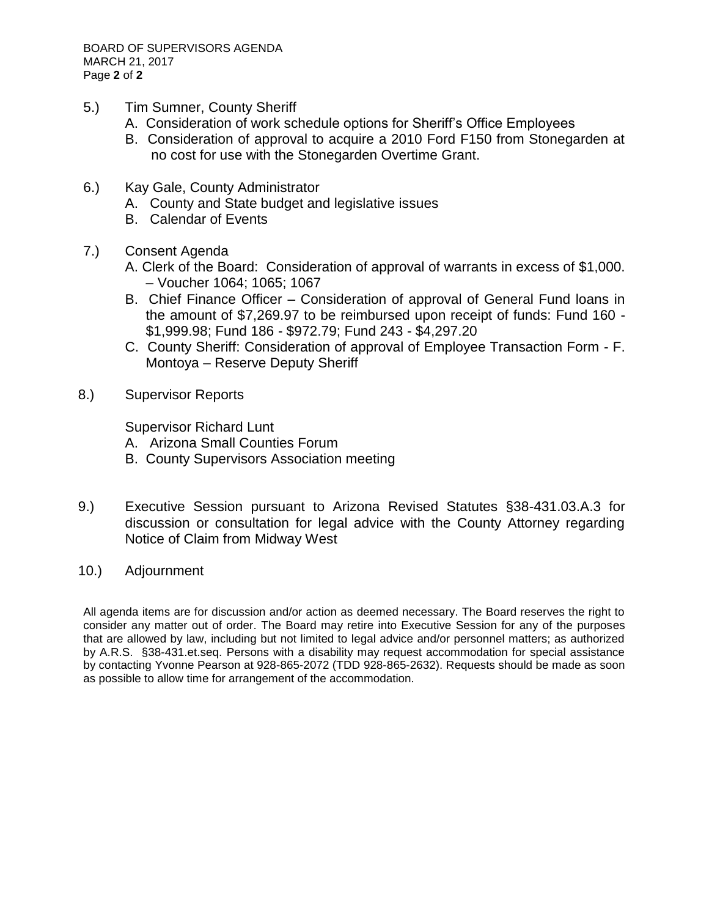5.) Tim Sumner, County Sheriff
   A. Consideration of work schedule options for Sheriff's Office Employees
   B. Consideration of approval to acquire a 2010 Ford F150 from Stonegarden at no cost for use with the Stonegarden Overtime Grant.

6.) Kay Gale, County Administrator
   A. County and State budget and legislative issues
   B. Calendar of Events

7.) Consent Agenda
   A. Clerk of the Board: Consideration of approval of warrants in excess of $1,000. – Voucher 1064; 1065; 1067
   B. Chief Finance Officer – Consideration of approval of General Fund loans in the amount of $7,269.97 to be reimbursed upon receipt of funds: Fund 160 - $1,999.98; Fund 186 - $972.79; Fund 243 - $4,297.20
   C. County Sheriff: Consideration of approval of Employee Transaction Form - F. Montoya – Reserve Deputy Sheriff

8.) Supervisor Reports

   Supervisor Richard Lunt
   A. Arizona Small Counties Forum
   B. County Supervisors Association meeting

9.) Executive Session pursuant to Arizona Revised Statutes §38-431.03.A.3 for discussion or consultation for legal advice with the County Attorney regarding Notice of Claim from Midway West

10.) Adjournment

All agenda items are for discussion and/or action as deemed necessary. The Board reserves the right to consider any matter out of order. The Board may retire into Executive Session for any of the purposes that are allowed by law, including but not limited to legal advice and/or personnel matters; as authorized by A.R.S. §38-431.et.seq. Persons with a disability may request accommodation for special assistance by contacting Yvonne Pearson at 928-865-2072 (TDD 928-865-2632). Requests should be made as soon as possible to allow time for arrangement of the accommodation.